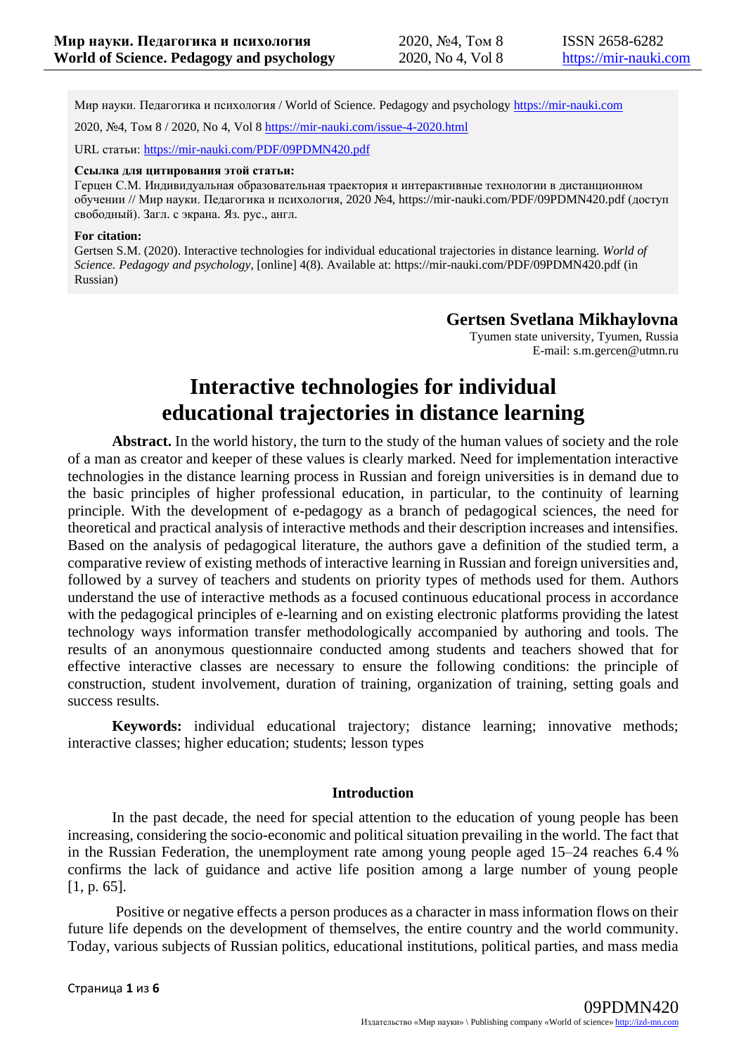Мир науки. Педагогика и психология / World of Science. Pedagogy and psychology https://mir-nauki.com

2020, №4, Том 8 / 2020, No 4, Vol 8 https://mir-nauki.com/issue-4-2020.html

URL статьи: https://mir-nauki.com/PDF/09PDMN420.pdf

**Ссылка для цитирования этой статьи:**
Герцен С.М. Индивидуальная образовательная траектория и интерактивные технологии в дистанционном обучении // Мир науки. Педагогика и психология, 2020 №4, https://mir-nauki.com/PDF/09PDMN420.pdf (доступ свободный). Загл. с экрана. Яз. рус., англ.

**For citation:**
Gertsen S.M. (2020). Interactive technologies for individual educational trajectories in distance learning. *World of Science. Pedagogy and psychology*, [online] 4(8). Available at: https://mir-nauki.com/PDF/09PDMN420.pdf (in Russian)

**Gertsen Svetlana Mikhaylovna**
Tyumen state university, Tyumen, Russia
E-mail: s.m.gercen@utmn.ru

# Interactive technologies for individual educational trajectories in distance learning

**Abstract.** In the world history, the turn to the study of the human values of society and the role of a man as creator and keeper of these values is clearly marked. Need for implementation interactive technologies in the distance learning process in Russian and foreign universities is in demand due to the basic principles of higher professional education, in particular, to the continuity of learning principle. With the development of e-pedagogy as a branch of pedagogical sciences, the need for theoretical and practical analysis of interactive methods and their description increases and intensifies. Based on the analysis of pedagogical literature, the authors gave a definition of the studied term, a comparative review of existing methods of interactive learning in Russian and foreign universities and, followed by a survey of teachers and students on priority types of methods used for them. Authors understand the use of interactive methods as a focused continuous educational process in accordance with the pedagogical principles of e-learning and on existing electronic platforms providing the latest technology ways information transfer methodologically accompanied by authoring and tools. The results of an anonymous questionnaire conducted among students and teachers showed that for effective interactive classes are necessary to ensure the following conditions: the principle of construction, student involvement, duration of training, organization of training, setting goals and success results.

**Keywords:** individual educational trajectory; distance learning; innovative methods; interactive classes; higher education; students; lesson types

## Introduction

In the past decade, the need for special attention to the education of young people has been increasing, considering the socio-economic and political situation prevailing in the world. The fact that in the Russian Federation, the unemployment rate among young people aged 15–24 reaches 6.4 % confirms the lack of guidance and active life position among a large number of young people [1, p. 65].

Positive or negative effects a person produces as a character in mass information flows on their future life depends on the development of themselves, the entire country and the world community. Today, various subjects of Russian politics, educational institutions, political parties, and mass media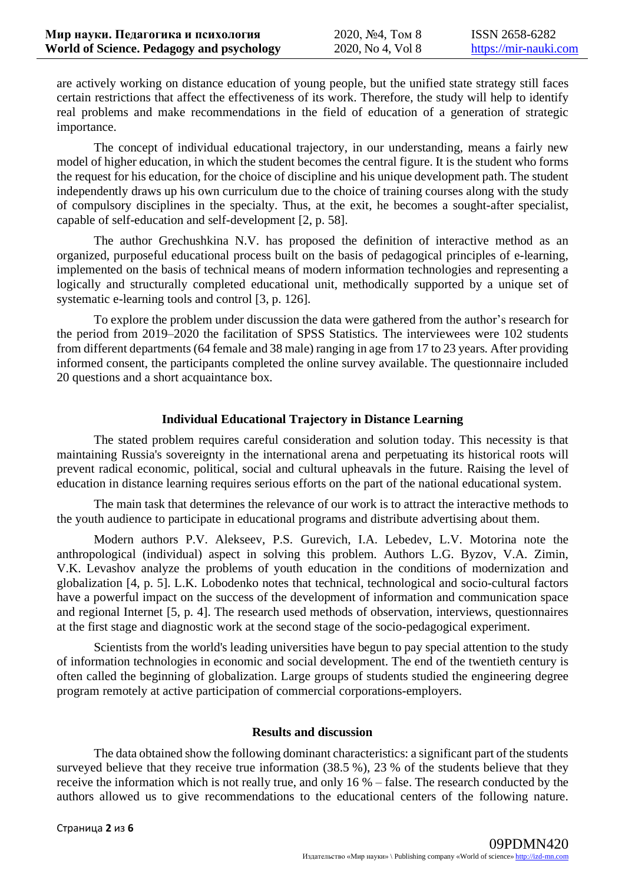are actively working on distance education of young people, but the unified state strategy still faces certain restrictions that affect the effectiveness of its work. Therefore, the study will help to identify real problems and make recommendations in the field of education of a generation of strategic importance.

The concept of individual educational trajectory, in our understanding, means a fairly new model of higher education, in which the student becomes the central figure. It is the student who forms the request for his education, for the choice of discipline and his unique development path. The student independently draws up his own curriculum due to the choice of training courses along with the study of compulsory disciplines in the specialty. Thus, at the exit, he becomes a sought-after specialist, capable of self-education and self-development [2, p. 58].

The author Grechushkina N.V. has proposed the definition of interactive method as an organized, purposeful educational process built on the basis of pedagogical principles of e-learning, implemented on the basis of technical means of modern information technologies and representing a logically and structurally completed educational unit, methodically supported by a unique set of systematic e-learning tools and control [3, p. 126].

To explore the problem under discussion the data were gathered from the author's research for the period from 2019–2020 the facilitation of SPSS Statistics. The interviewees were 102 students from different departments (64 female and 38 male) ranging in age from 17 to 23 years. After providing informed consent, the participants completed the online survey available. The questionnaire included 20 questions and a short acquaintance box.

## Individual Educational Trajectory in Distance Learning

The stated problem requires careful consideration and solution today. This necessity is that maintaining Russia's sovereignty in the international arena and perpetuating its historical roots will prevent radical economic, political, social and cultural upheavals in the future. Raising the level of education in distance learning requires serious efforts on the part of the national educational system.

The main task that determines the relevance of our work is to attract the interactive methods to the youth audience to participate in educational programs and distribute advertising about them.

Modern authors P.V. Alekseev, P.S. Gurevich, I.A. Lebedev, L.V. Motorina note the anthropological (individual) aspect in solving this problem. Authors L.G. Byzov, V.A. Zimin, V.K. Levashov analyze the problems of youth education in the conditions of modernization and globalization [4, p. 5]. L.K. Lobodenko notes that technical, technological and socio-cultural factors have a powerful impact on the success of the development of information and communication space and regional Internet [5, p. 4]. The research used methods of observation, interviews, questionnaires at the first stage and diagnostic work at the second stage of the socio-pedagogical experiment.

Scientists from the world's leading universities have begun to pay special attention to the study of information technologies in economic and social development. The end of the twentieth century is often called the beginning of globalization. Large groups of students studied the engineering degree program remotely at active participation of commercial corporations-employers.

## Results and discussion

The data obtained show the following dominant characteristics: a significant part of the students surveyed believe that they receive true information (38.5 %), 23 % of the students believe that they receive the information which is not really true, and only 16 % – false. The research conducted by the authors allowed us to give recommendations to the educational centers of the following nature.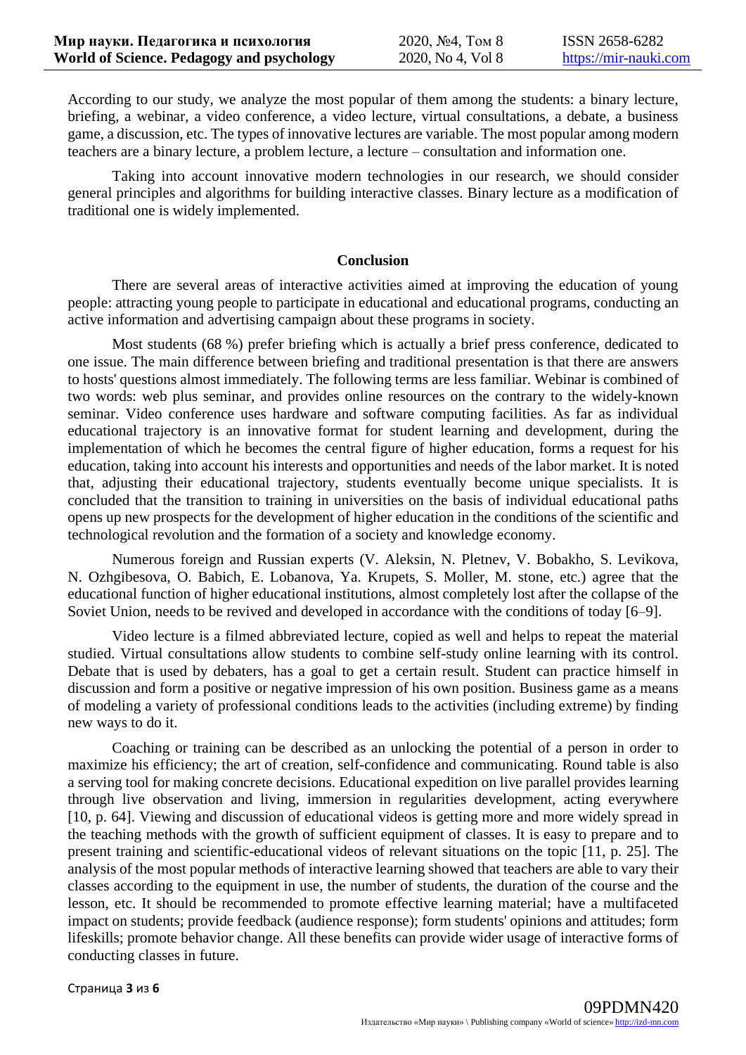According to our study, we analyze the most popular of them among the students: a binary lecture, briefing, a webinar, a video conference, a video lecture, virtual consultations, a debate, a business game, a discussion, etc. The types of innovative lectures are variable. The most popular among modern teachers are a binary lecture, a problem lecture, a lecture – consultation and information one.

Taking into account innovative modern technologies in our research, we should consider general principles and algorithms for building interactive classes. Binary lecture as a modification of traditional one is widely implemented.

## Conclusion

There are several areas of interactive activities aimed at improving the education of young people: attracting young people to participate in educational and educational programs, conducting an active information and advertising campaign about these programs in society.

Most students (68 %) prefer briefing which is actually a brief press conference, dedicated to one issue. The main difference between briefing and traditional presentation is that there are answers to hosts' questions almost immediately. The following terms are less familiar. Webinar is combined of two words: web plus seminar, and provides online resources on the contrary to the widely-known seminar. Video conference uses hardware and software computing facilities. As far as individual educational trajectory is an innovative format for student learning and development, during the implementation of which he becomes the central figure of higher education, forms a request for his education, taking into account his interests and opportunities and needs of the labor market. It is noted that, adjusting their educational trajectory, students eventually become unique specialists. It is concluded that the transition to training in universities on the basis of individual educational paths opens up new prospects for the development of higher education in the conditions of the scientific and technological revolution and the formation of a society and knowledge economy.

Numerous foreign and Russian experts (V. Aleksin, N. Pletnev, V. Bobakho, S. Levikova, N. Ozhgibesova, O. Babich, E. Lobanova, Ya. Krupets, S. Moller, M. stone, etc.) agree that the educational function of higher educational institutions, almost completely lost after the collapse of the Soviet Union, needs to be revived and developed in accordance with the conditions of today [6–9].

Video lecture is a filmed abbreviated lecture, copied as well and helps to repeat the material studied. Virtual consultations allow students to combine self-study online learning with its control. Debate that is used by debaters, has a goal to get a certain result. Student can practice himself in discussion and form a positive or negative impression of his own position. Business game as a means of modeling a variety of professional conditions leads to the activities (including extreme) by finding new ways to do it.

Coaching or training can be described as an unlocking the potential of a person in order to maximize his efficiency; the art of creation, self-confidence and communicating. Round table is also a serving tool for making concrete decisions. Educational expedition on live parallel provides learning through live observation and living, immersion in regularities development, acting everywhere [10, p. 64]. Viewing and discussion of educational videos is getting more and more widely spread in the teaching methods with the growth of sufficient equipment of classes. It is easy to prepare and to present training and scientific-educational videos of relevant situations on the topic [11, p. 25]. The analysis of the most popular methods of interactive learning showed that teachers are able to vary their classes according to the equipment in use, the number of students, the duration of the course and the lesson, etc. It should be recommended to promote effective learning material; have a multifaceted impact on students; provide feedback (audience response); form students' opinions and attitudes; form lifeskills; promote behavior change. All these benefits can provide wider usage of interactive forms of conducting classes in future.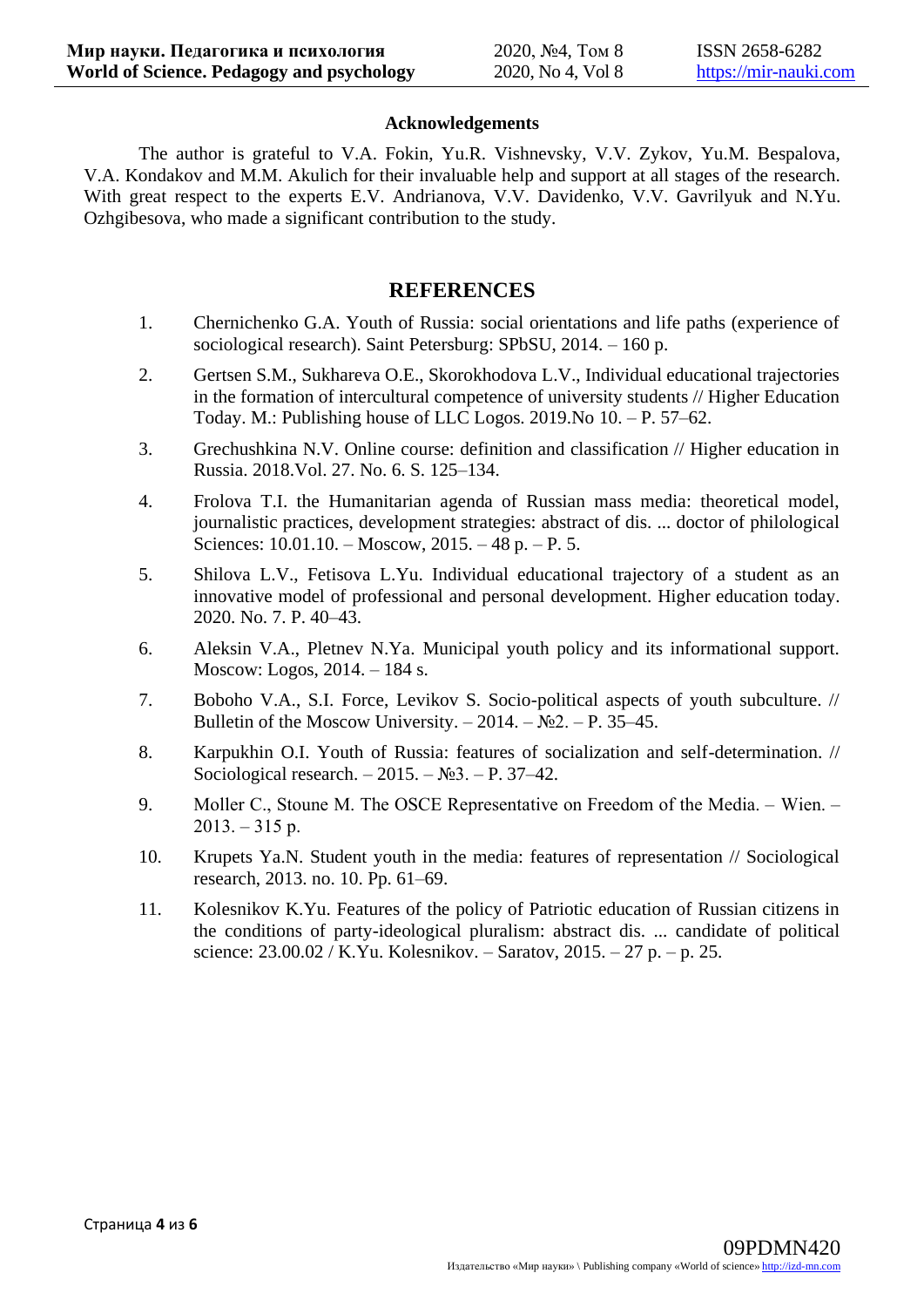### Acknowledgements

The author is grateful to V.A. Fokin, Yu.R. Vishnevsky, V.V. Zykov, Yu.M. Bespalova, V.A. Kondakov and M.M. Akulich for their invaluable help and support at all stages of the research. With great respect to the experts E.V. Andrianova, V.V. Davidenko, V.V. Gavrilyuk and N.Yu. Ozhgibesova, who made a significant contribution to the study.

## REFERENCES

1. Chernichenko G.A. Youth of Russia: social orientations and life paths (experience of sociological research). Saint Petersburg: SPbSU, 2014. – 160 p.
2. Gertsen S.M., Sukhareva O.E., Skorokhodova L.V., Individual educational trajectories in the formation of intercultural competence of university students // Higher Education Today. M.: Publishing house of LLC Logos. 2019.No 10. – P. 57–62.
3. Grechushkina N.V. Online course: definition and classification // Higher education in Russia. 2018.Vol. 27. No. 6. S. 125–134.
4. Frolova T.I. the Humanitarian agenda of Russian mass media: theoretical model, journalistic practices, development strategies: abstract of dis. ... doctor of philological Sciences: 10.01.10. – Moscow, 2015. – 48 p. – P. 5.
5. Shilova L.V., Fetisova L.Yu. Individual educational trajectory of a student as an innovative model of professional and personal development. Higher education today. 2020. No. 7. P. 40–43.
6. Aleksin V.A., Pletnev N.Ya. Municipal youth policy and its informational support. Moscow: Logos, 2014. – 184 s.
7. Boboho V.A., S.I. Force, Levikov S. Socio-political aspects of youth subculture. // Bulletin of the Moscow University. – 2014. – №2. – P. 35–45.
8. Karpukhin O.I. Youth of Russia: features of socialization and self-determination. // Sociological research. – 2015. – №3. – P. 37–42.
9. Moller C., Stoune M. The OSCE Representative on Freedom of the Media. – Wien. – 2013. – 315 p.
10. Krupets Ya.N. Student youth in the media: features of representation // Sociological research, 2013. no. 10. Pp. 61–69.
11. Kolesnikov K.Yu. Features of the policy of Patriotic education of Russian citizens in the conditions of party-ideological pluralism: abstract dis. ... candidate of political science: 23.00.02 / K.Yu. Kolesnikov. – Saratov, 2015. – 27 p. – p. 25.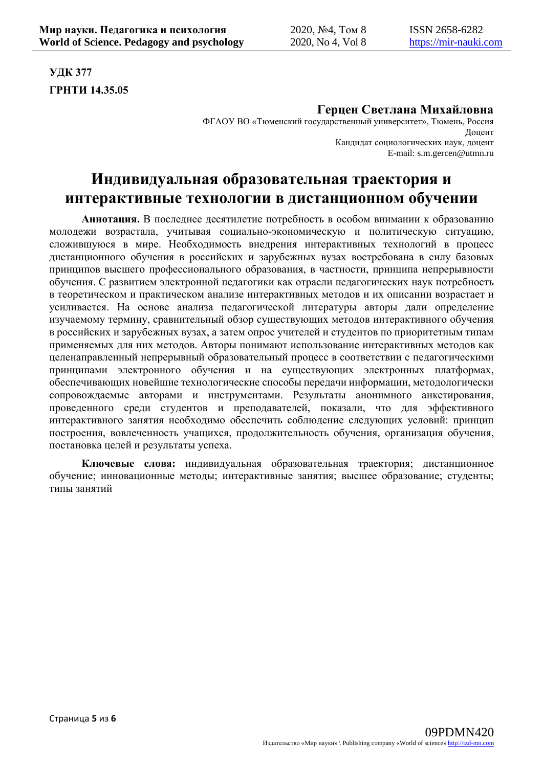**УДК 377**

**ГРНТИ 14.35.05**

**Герцен Светлана Михайловна**

ФГАОУ ВО «Тюменский государственный университет», Тюмень, Россия
Доцент
Кандидат социологических наук, доцент
E-mail: s.m.gercen@utmn.ru

# Индивидуальная образовательная траектория и интерактивные технологии в дистанционном обучении

**Аннотация.** В последнее десятилетие потребность в особом внимании к образованию молодежи возрастала, учитывая социально-экономическую и политическую ситуацию, сложившуюся в мире. Необходимость внедрения интерактивных технологий в процесс дистанционного обучения в российских и зарубежных вузах востребована в силу базовых принципов высшего профессионального образования, в частности, принципа непрерывности обучения. С развитием электронной педагогики как отрасли педагогических наук потребность в теоретическом и практическом анализе интерактивных методов и их описании возрастает и усиливается. На основе анализа педагогической литературы авторы дали определение изучаемому термину, сравнительный обзор существующих методов интерактивного обучения в российских и зарубежных вузах, а затем опрос учителей и студентов по приоритетным типам применяемых для них методов. Авторы понимают использование интерактивных методов как целенаправленный непрерывный образовательный процесс в соответствии с педагогическими принципами электронного обучения и на существующих электронных платформах, обеспечивающих новейшие технологические способы передачи информации, методологически сопровождаемые авторами и инструментами. Результаты анонимного анкетирования, проведенного среди студентов и преподавателей, показали, что для эффективного интерактивного занятия необходимо обеспечить соблюдение следующих условий: принцип построения, вовлеченность учащихся, продолжительность обучения, организация обучения, постановка целей и результаты успеха.

**Ключевые слова:** индивидуальная образовательная траектория; дистанционное обучение; инновационные методы; интерактивные занятия; высшее образование; студенты; типы занятий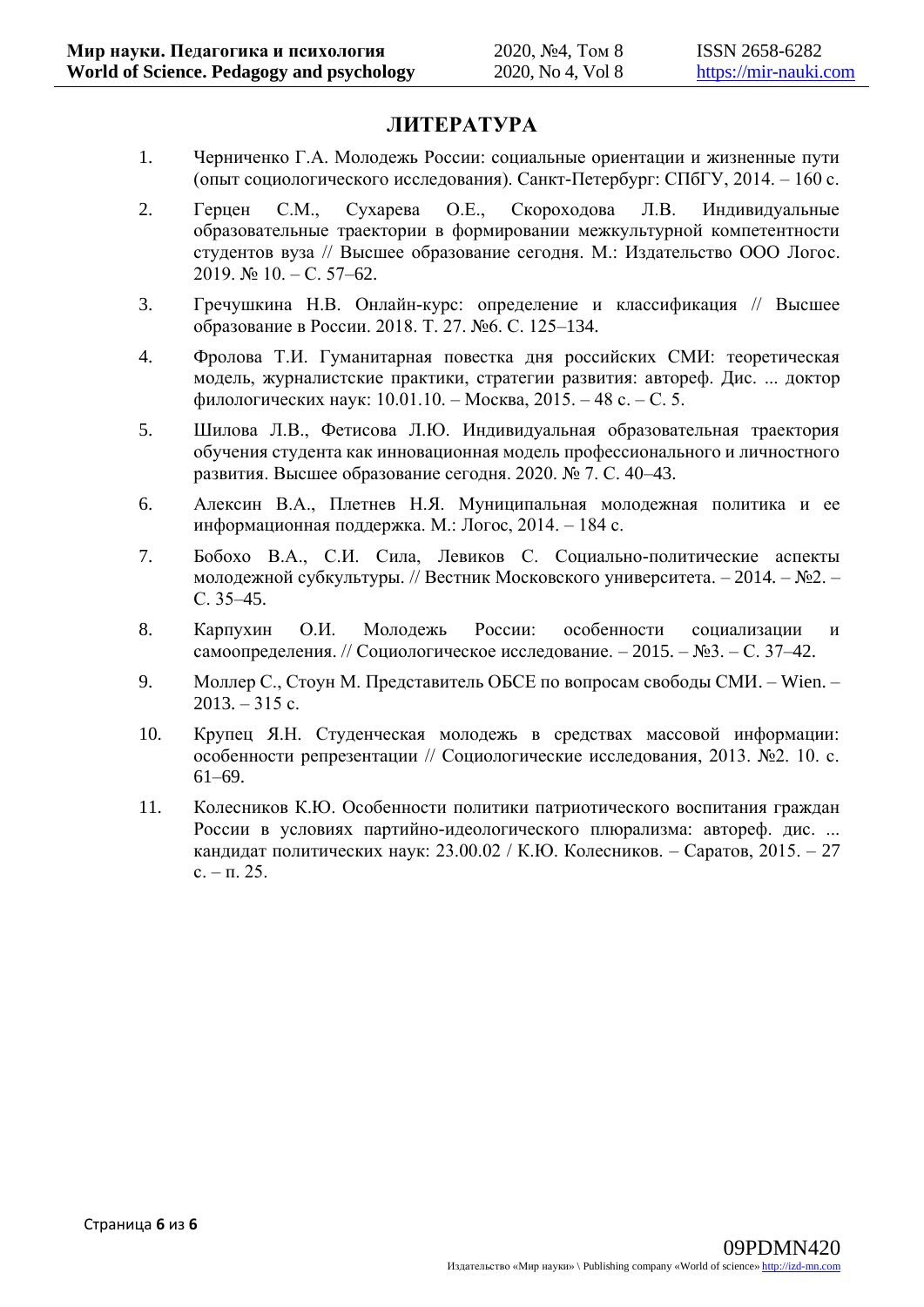## ЛИТЕРАТУРА

1. Черниченко Г.А. Молодежь России: социальные ориентации и жизненные пути (опыт социологического исследования). Санкт-Петербург: СПбГУ, 2014. – 160 с.
2. Герцен С.М., Сухарева О.Е., Скороходова Л.В. Индивидуальные образовательные траектории в формировании межкультурной компетентности студентов вуза // Высшее образование сегодня. М.: Издательство ООО Логос. 2019. № 10. – С. 57–62.
3. Гречушкина Н.В. Онлайн-курс: определение и классификация // Высшее образование в России. 2018. Т. 27. №6. С. 125–134.
4. Фролова Т.И. Гуманитарная повестка дня российских СМИ: теоретическая модель, журналистские практики, стратегии развития: автореф. Дис. ... доктор филологических наук: 10.01.10. – Москва, 2015. – 48 с. – С. 5.
5. Шилова Л.В., Фетисова Л.Ю. Индивидуальная образовательная траектория обучения студента как инновационная модель профессионального и личностного развития. Высшее образование сегодня. 2020. № 7. С. 40–43.
6. Алексин В.А., Плетнев Н.Я. Муниципальная молодежная политика и ее информационная поддержка. М.: Логос, 2014. – 184 с.
7. Бобохо В.А., С.И. Сила, Левиков С. Социально-политические аспекты молодежной субкультуры. // Вестник Московского университета. – 2014. – №2. – С. 35–45.
8. Карпухин О.И. Молодежь России: особенности социализации и самоопределения. // Социологическое исследование. – 2015. – №3. – С. 37–42.
9. Моллер С., Стоун М. Представитель ОБСЕ по вопросам свободы СМИ. – Wien. – 2013. – 315 с.
10. Крупец Я.Н. Студенческая молодежь в средствах массовой информации: особенности репрезентации // Социологические исследования, 2013. №2. 10. с. 61–69.
11. Колесников К.Ю. Особенности политики патриотического воспитания граждан России в условиях партийно-идеологического плюрализма: автореф. дис. ... кандидат политических наук: 23.00.02 / К.Ю. Колесников. – Саратов, 2015. – 27 с. – п. 25.